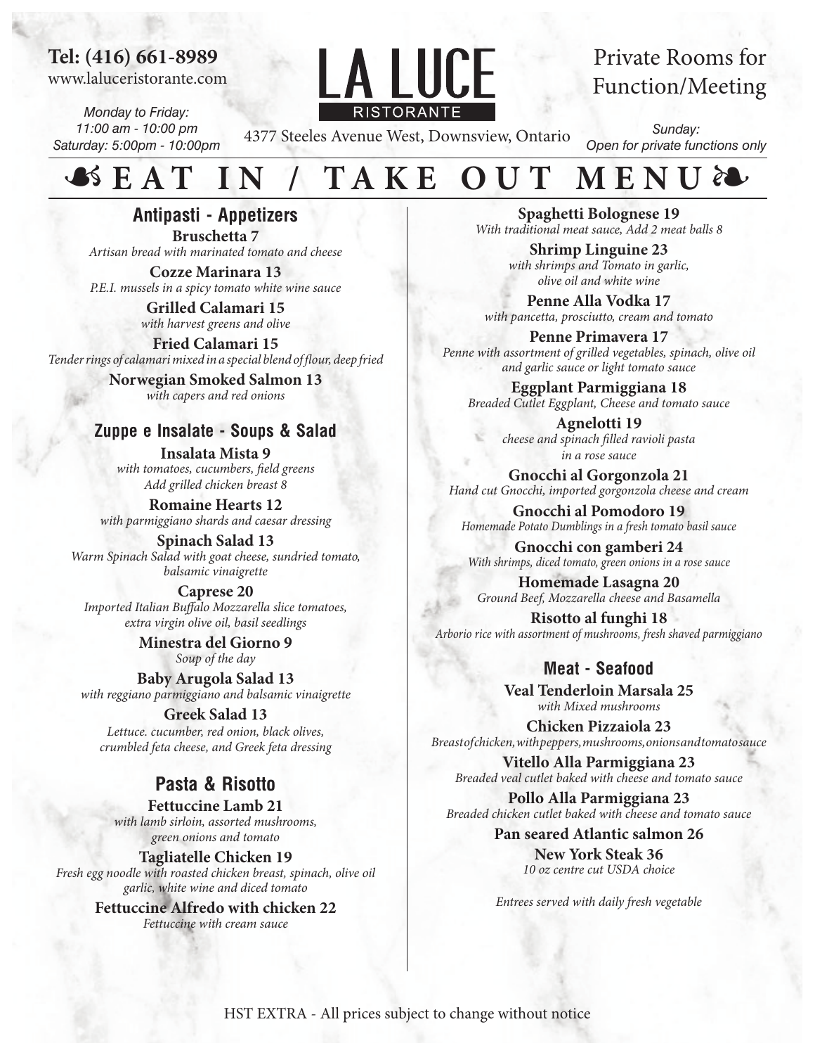**Tel: (416) 661-8989**
www.laluceristorante.com

*Monday to Friday:*
*11:00 am - 10:00 pm*
*Saturday: 5:00pm - 10:00pm*

# LA LUCE
RISTORANTE

4377 Steeles Avenue West, Downsview, Ontario

Private Rooms for Function/Meeting

*Sunday:*
*Open for private functions only*

# EAT IN / TAKE OUT MENU

## Antipasti - Appetizers

**Bruschetta 7**
*Artisan bread with marinated tomato and cheese*

**Cozze Marinara 13**
*P.E.I. mussels in a spicy tomato white wine sauce*

**Grilled Calamari 15**
*with harvest greens and olive*

**Fried Calamari 15**
*Tender rings of calamari mixed in a special blend of flour, deep fried*

**Norwegian Smoked Salmon 13**
*with capers and red onions*

## Zuppe e Insalate - Soups & Salad

**Insalata Mista 9**
*with tomatoes, cucumbers, field greens*
*Add grilled chicken breast 8*

**Romaine Hearts 12**
*with parmiggiano shards and caesar dressing*

**Spinach Salad 13**
*Warm Spinach Salad with goat cheese, sundried tomato, balsamic vinaigrette*

**Caprese 20**
*Imported Italian Buffalo Mozzarella slice tomatoes, extra virgin olive oil, basil seedlings*

**Minestra del Giorno 9**
*Soup of the day*

**Baby Arugola Salad 13**
*with reggiano parmiggiano and balsamic vinaigrette*

**Greek Salad 13**
*Lettuce. cucumber, red onion, black olives, crumbled feta cheese, and Greek feta dressing*

## Pasta & Risotto

**Fettuccine Lamb 21**
*with lamb sirloin, assorted mushrooms, green onions and tomato*

**Tagliatelle Chicken 19**
*Fresh egg noodle with roasted chicken breast, spinach, olive oil garlic, white wine and diced tomato*

**Fettuccine Alfredo with chicken 22**
*Fettuccine with cream sauce*

**Spaghetti Bolognese 19**
*With traditional meat sauce, Add 2 meat balls 8*

**Shrimp Linguine 23**
*with shrimps and Tomato in garlic, olive oil and white wine*

**Penne Alla Vodka 17**
*with pancetta, prosciutto, cream and tomato*

**Penne Primavera 17**
*Penne with assortment of grilled vegetables, spinach, olive oil and garlic sauce or light tomato sauce*

**Eggplant Parmiggiana 18**
*Breaded Cutlet Eggplant, Cheese and tomato sauce*

**Agnelotti 19**
*cheese and spinach filled ravioli pasta in a rose sauce*

**Gnocchi al Gorgonzola 21**
*Hand cut Gnocchi, imported gorgonzola cheese and cream*

**Gnocchi al Pomodoro 19**
*Homemade Potato Dumblings in a fresh tomato basil sauce*

**Gnocchi con gamberi 24**
*With shrimps, diced tomato, green onions in a rose sauce*

**Homemade Lasagna 20**
*Ground Beef, Mozzarella cheese and Basamella*

**Risotto al funghi 18**
*Arborio rice with assortment of mushrooms, fresh shaved parmiggiano*

## Meat - Seafood

**Veal Tenderloin Marsala 25**
*with Mixed mushrooms*

**Chicken Pizzaiola 23**
*Breast of chicken, with peppers, mushrooms, onions and tomato sauce*

**Vitello Alla Parmiggiana 23**
*Breaded veal cutlet baked with cheese and tomato sauce*

**Pollo Alla Parmiggiana 23**
*Breaded chicken cutlet baked with cheese and tomato sauce*

**Pan seared Atlantic salmon 26**

**New York Steak 36**
*10 oz centre cut USDA choice*

*Entrees served with daily fresh vegetable*

HST EXTRA - All prices subject to change without notice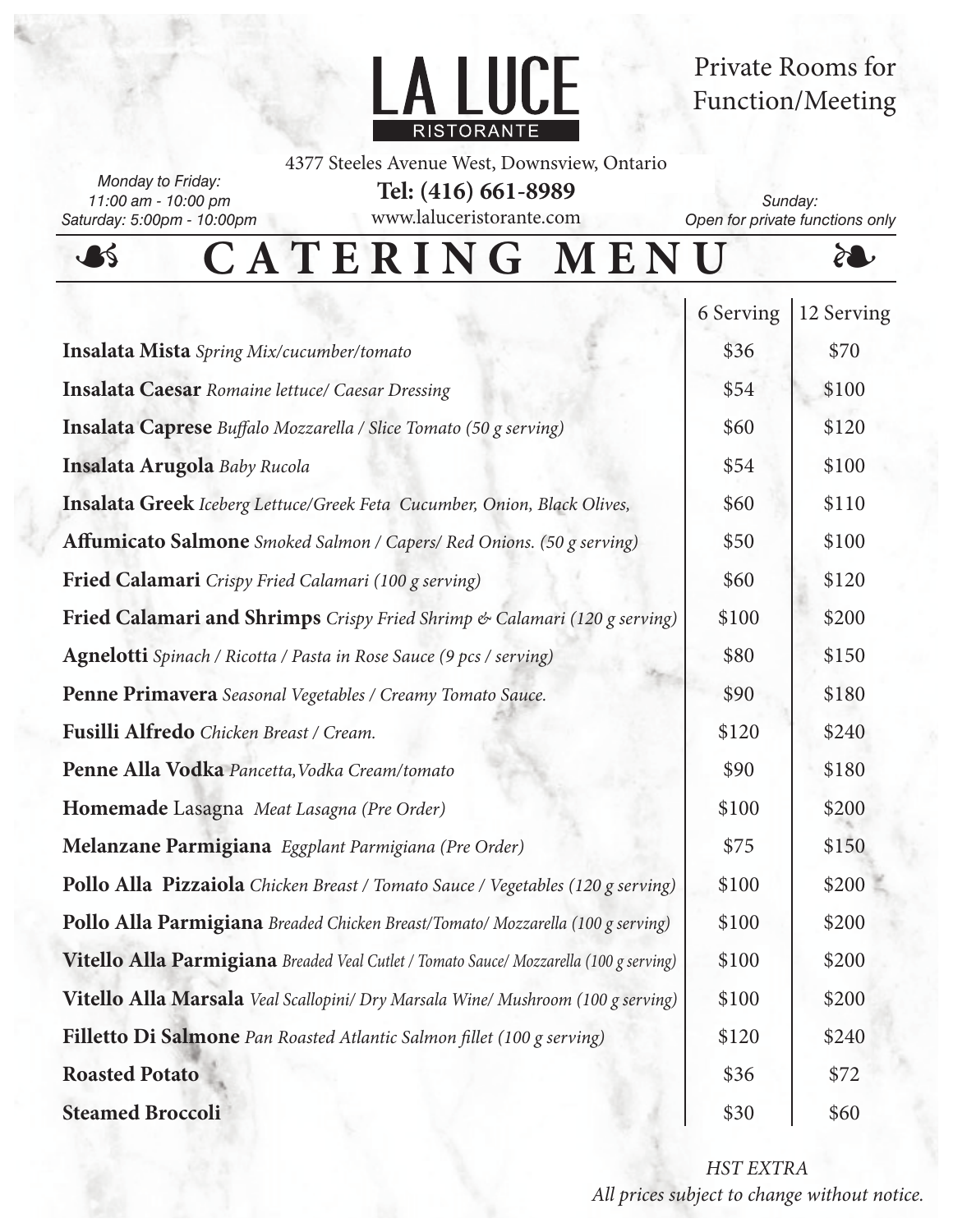# LA LUCE

RISTORANTE

Private Rooms for Function/Meeting

4377 Steeles Avenue West, Downsview, Ontario

**Tel: (416) 661-8989**

www.laluceristorante.com

*Monday to Friday: 11:00 am - 10:00 pm*
*Saturday: 5:00pm - 10:00pm*

*Sunday: Open for private functions only*

## CATERING MENU

| | 6 Serving | 12 Serving |
|---|---|---|
| **Insalata Mista** *Spring Mix/cucumber/tomato* | $36 | $70 |
| **Insalata Caesar** *Romaine lettuce/ Caesar Dressing* | $54 | $100 |
| **Insalata Caprese** *Buffalo Mozzarella / Slice Tomato (50 g serving)* | $60 | $120 |
| **Insalata Arugola** *Baby Rucola* | $54 | $100 |
| **Insalata Greek** *Iceberg Lettuce/Greek Feta Cucumber, Onion, Black Olives,* | $60 | $110 |
| **Affumicato Salmone** *Smoked Salmon / Capers/ Red Onions. (50 g serving)* | $50 | $100 |
| **Fried Calamari** *Crispy Fried Calamari (100 g serving)* | $60 | $120 |
| **Fried Calamari and Shrimps** *Crispy Fried Shrimp & Calamari (120 g serving)* | $100 | $200 |
| **Agnelotti** *Spinach / Ricotta / Pasta in Rose Sauce (9 pcs / serving)* | $80 | $150 |
| **Penne Primavera** *Seasonal Vegetables / Creamy Tomato Sauce.* | $90 | $180 |
| **Fusilli Alfredo** *Chicken Breast / Cream.* | $120 | $240 |
| **Penne Alla Vodka** *Pancetta,Vodka Cream/tomato* | $90 | $180 |
| **Homemade** Lasagna *Meat Lasagna (Pre Order)* | $100 | $200 |
| **Melanzane Parmigiana** *Eggplant Parmigiana (Pre Order)* | $75 | $150 |
| **Pollo Alla Pizzaiola** *Chicken Breast / Tomato Sauce / Vegetables (120 g serving)* | $100 | $200 |
| **Pollo Alla Parmigiana** *Breaded Chicken Breast/Tomato/ Mozzarella (100 g serving)* | $100 | $200 |
| **Vitello Alla Parmigiana** *Breaded Veal Cutlet / Tomato Sauce/ Mozzarella (100 g serving)* | $100 | $200 |
| **Vitello Alla Marsala** *Veal Scallopini/ Dry Marsala Wine/ Mushroom (100 g serving)* | $100 | $200 |
| **Filletto Di Salmone** *Pan Roasted Atlantic Salmon fillet (100 g serving)* | $120 | $240 |
| **Roasted Potato** | $36 | $72 |
| **Steamed Broccoli** | $30 | $60 |

*HST EXTRA*

*All prices subject to change without notice.*